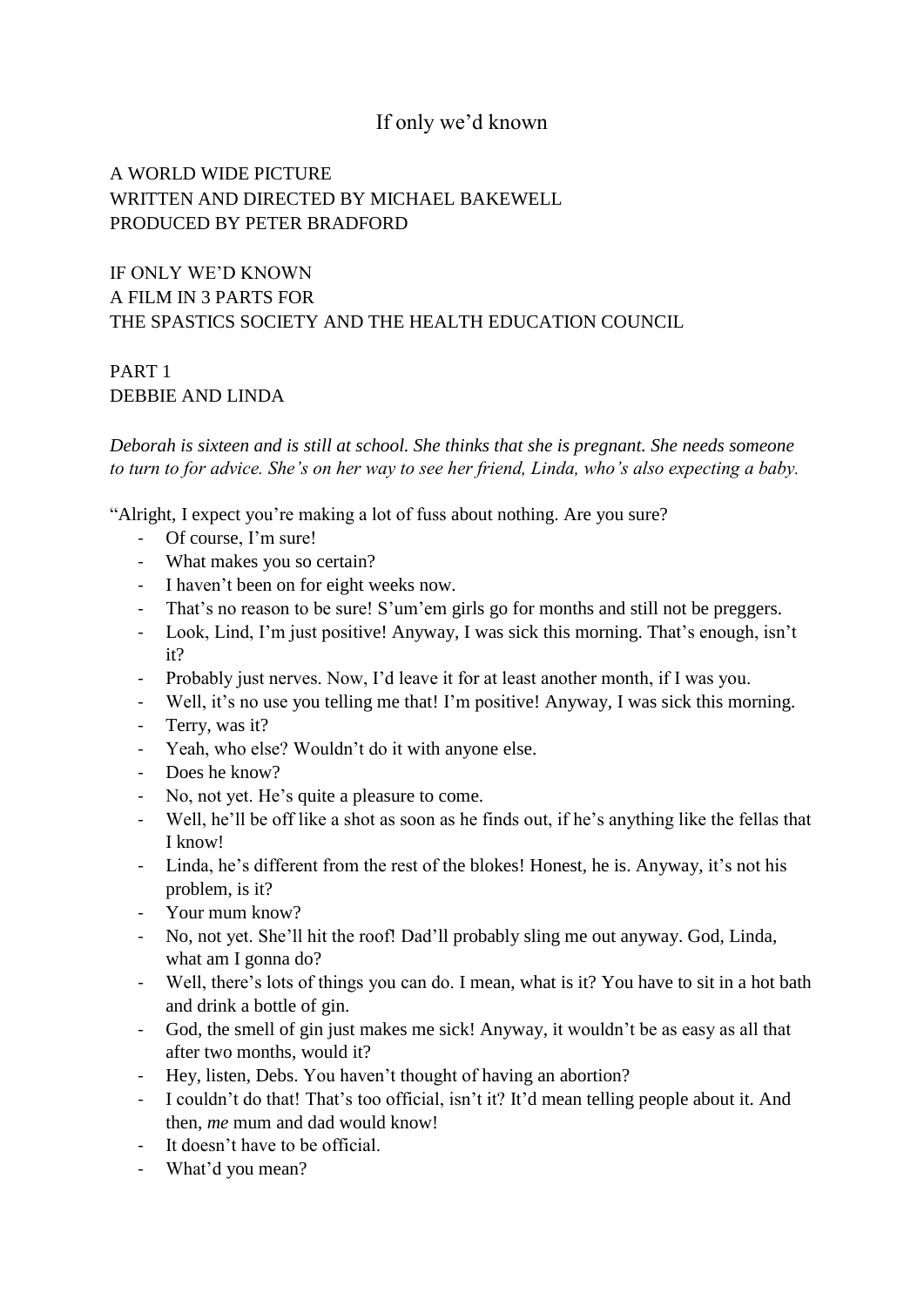# If only we'd known

A WORLD WIDE PICTURE
WRITTEN AND DIRECTED BY MICHAEL BAKEWELL
PRODUCED BY PETER BRADFORD

IF ONLY WE'D KNOWN
A FILM IN 3 PARTS FOR
THE SPASTICS SOCIETY AND THE HEALTH EDUCATION COUNCIL

## PART 1
## DEBBIE AND LINDA

*Deborah is sixteen and is still at school. She thinks that she is pregnant. She needs someone to turn to for advice. She's on her way to see her friend, Linda, who's also expecting a baby.*

"Alright, I expect you're making a lot of fuss about nothing. Are you sure?

- Of course, I'm sure!
- What makes you so certain?
- I haven't been on for eight weeks now.
- That's no reason to be sure! S'um'em girls go for months and still not be preggers.
- Look, Lind, I'm just positive! Anyway, I was sick this morning. That's enough, isn't it?
- Probably just nerves. Now, I'd leave it for at least another month, if I was you.
- Well, it's no use you telling me that! I'm positive! Anyway, I was sick this morning.
- Terry, was it?
- Yeah, who else? Wouldn't do it with anyone else.
- Does he know?
- No, not yet. He's quite a pleasure to come.
- Well, he'll be off like a shot as soon as he finds out, if he's anything like the fellas that I know!
- Linda, he's different from the rest of the blokes! Honest, he is. Anyway, it's not his problem, is it?
- Your mum know?
- No, not yet. She'll hit the roof! Dad'll probably sling me out anyway. God, Linda, what am I gonna do?
- Well, there's lots of things you can do. I mean, what is it? You have to sit in a hot bath and drink a bottle of gin.
- God, the smell of gin just makes me sick! Anyway, it wouldn't be as easy as all that after two months, would it?
- Hey, listen, Debs. You haven't thought of having an abortion?
- I couldn't do that! That's too official, isn't it? It'd mean telling people about it. And then, *me* mum and dad would know!
- It doesn't have to be official.
- What'd you mean?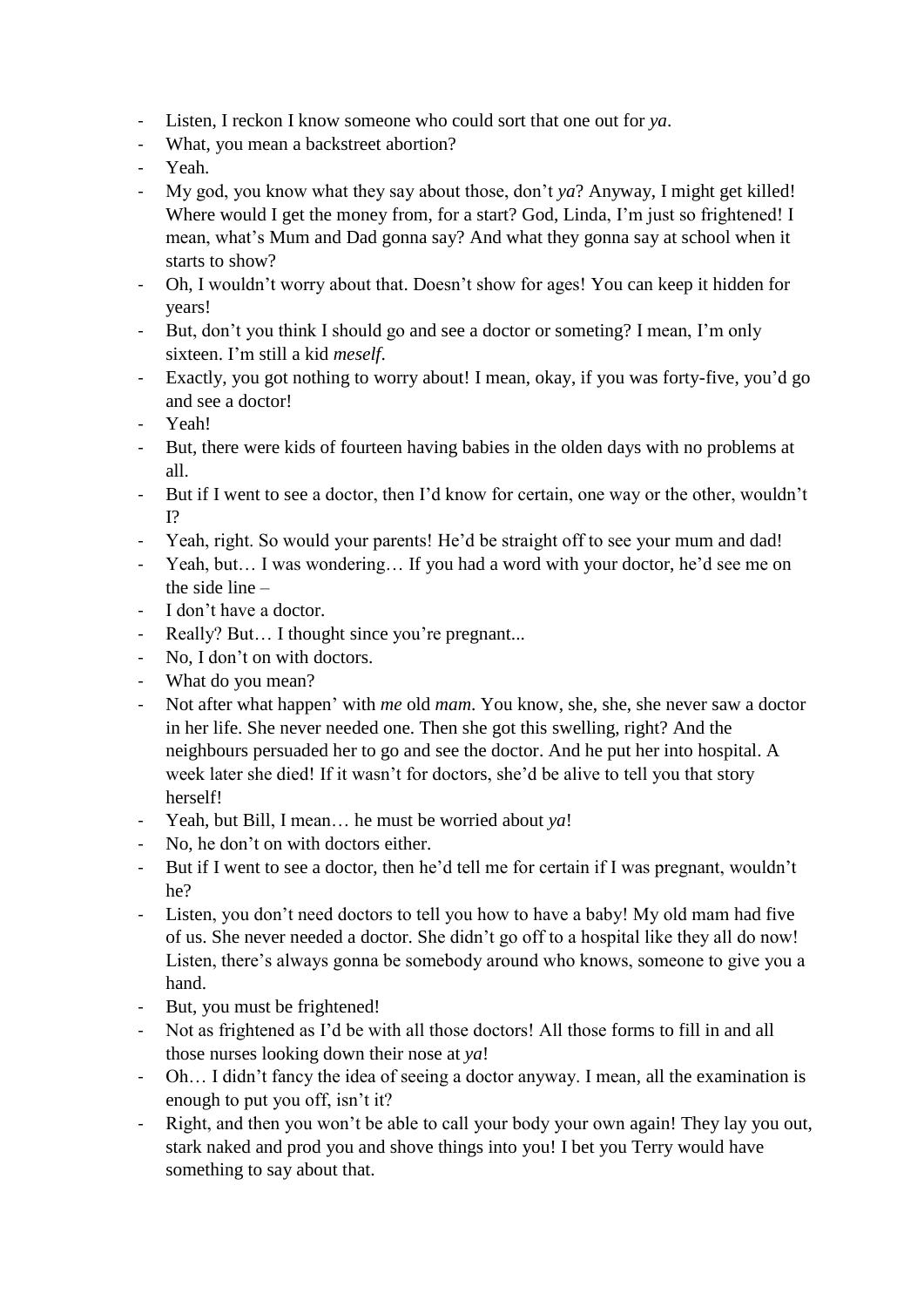- Listen, I reckon I know someone who could sort that one out for *ya*.
- What, you mean a backstreet abortion?
- Yeah.
- My god, you know what they say about those, don't *ya*? Anyway, I might get killed! Where would I get the money from, for a start? God, Linda, I'm just so frightened! I mean, what's Mum and Dad gonna say? And what they gonna say at school when it starts to show?
- Oh, I wouldn't worry about that. Doesn't show for ages! You can keep it hidden for years!
- But, don't you think I should go and see a doctor or someting? I mean, I'm only sixteen. I'm still a kid *meself*.
- Exactly, you got nothing to worry about! I mean, okay, if you was forty-five, you'd go and see a doctor!
- Yeah!
- But, there were kids of fourteen having babies in the olden days with no problems at all.
- But if I went to see a doctor, then I'd know for certain, one way or the other, wouldn't I?
- Yeah, right. So would your parents! He'd be straight off to see your mum and dad!
- Yeah, but… I was wondering… If you had a word with your doctor, he'd see me on the side line –
- I don't have a doctor.
- Really? But… I thought since you're pregnant...
- No, I don't on with doctors.
- What do you mean?
- Not after what happen' with *me* old *mam*. You know, she, she, she never saw a doctor in her life. She never needed one. Then she got this swelling, right? And the neighbours persuaded her to go and see the doctor. And he put her into hospital. A week later she died! If it wasn't for doctors, she'd be alive to tell you that story herself!
- Yeah, but Bill, I mean… he must be worried about *ya*!
- No, he don't on with doctors either.
- But if I went to see a doctor, then he'd tell me for certain if I was pregnant, wouldn't he?
- Listen, you don't need doctors to tell you how to have a baby! My old mam had five of us. She never needed a doctor. She didn't go off to a hospital like they all do now! Listen, there's always gonna be somebody around who knows, someone to give you a hand.
- But, you must be frightened!
- Not as frightened as I'd be with all those doctors! All those forms to fill in and all those nurses looking down their nose at *ya*!
- Oh… I didn't fancy the idea of seeing a doctor anyway. I mean, all the examination is enough to put you off, isn't it?
- Right, and then you won't be able to call your body your own again! They lay you out, stark naked and prod you and shove things into you! I bet you Terry would have something to say about that.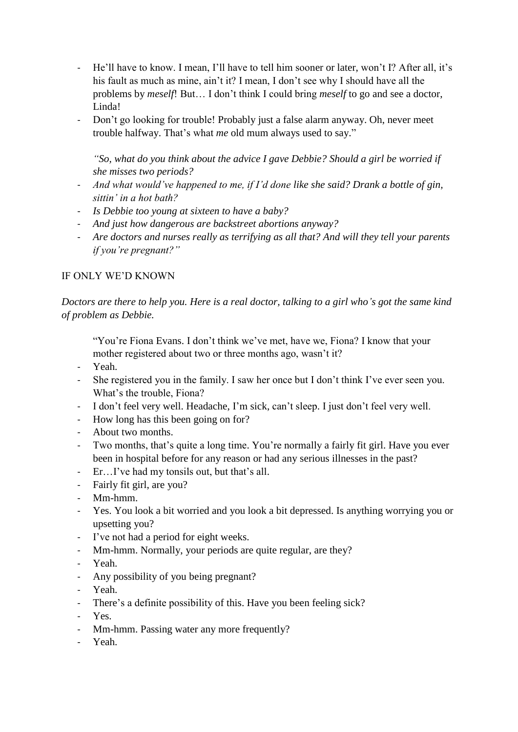- He'll have to know. I mean, I'll have to tell him sooner or later, won't I? After all, it's his fault as much as mine, ain't it? I mean, I don't see why I should have all the problems by *meself*! But… I don't think I could bring *meself* to go and see a doctor, Linda!
- Don't go looking for trouble! Probably just a false alarm anyway. Oh, never meet trouble halfway. That's what *me* old mum always used to say."

*"So, what do you think about the advice I gave Debbie? Should a girl be worried if she misses two periods?*

- *And what would've happened to me, if I'd done like she said? Drank a bottle of gin, sittin' in a hot bath?*
- *Is Debbie too young at sixteen to have a baby?*
- *And just how dangerous are backstreet abortions anyway?*
- *Are doctors and nurses really as terrifying as all that? And will they tell your parents if you're pregnant?"*

IF ONLY WE'D KNOWN

*Doctors are there to help you. Here is a real doctor, talking to a girl who's got the same kind of problem as Debbie.*

"You're Fiona Evans. I don't think we've met, have we, Fiona? I know that your mother registered about two or three months ago, wasn't it?

- Yeah.
- She registered you in the family. I saw her once but I don't think I've ever seen you. What's the trouble, Fiona?
- I don't feel very well. Headache, I'm sick, can't sleep. I just don't feel very well.
- How long has this been going on for?
- About two months.
- Two months, that's quite a long time. You're normally a fairly fit girl. Have you ever been in hospital before for any reason or had any serious illnesses in the past?
- Er…I've had my tonsils out, but that's all.
- Fairly fit girl, are you?
- Mm-hmm.
- Yes. You look a bit worried and you look a bit depressed. Is anything worrying you or upsetting you?
- I've not had a period for eight weeks.
- Mm-hmm. Normally, your periods are quite regular, are they?
- Yeah.
- Any possibility of you being pregnant?
- Yeah.
- There's a definite possibility of this. Have you been feeling sick?
- Yes.
- Mm-hmm. Passing water any more frequently?
- Yeah.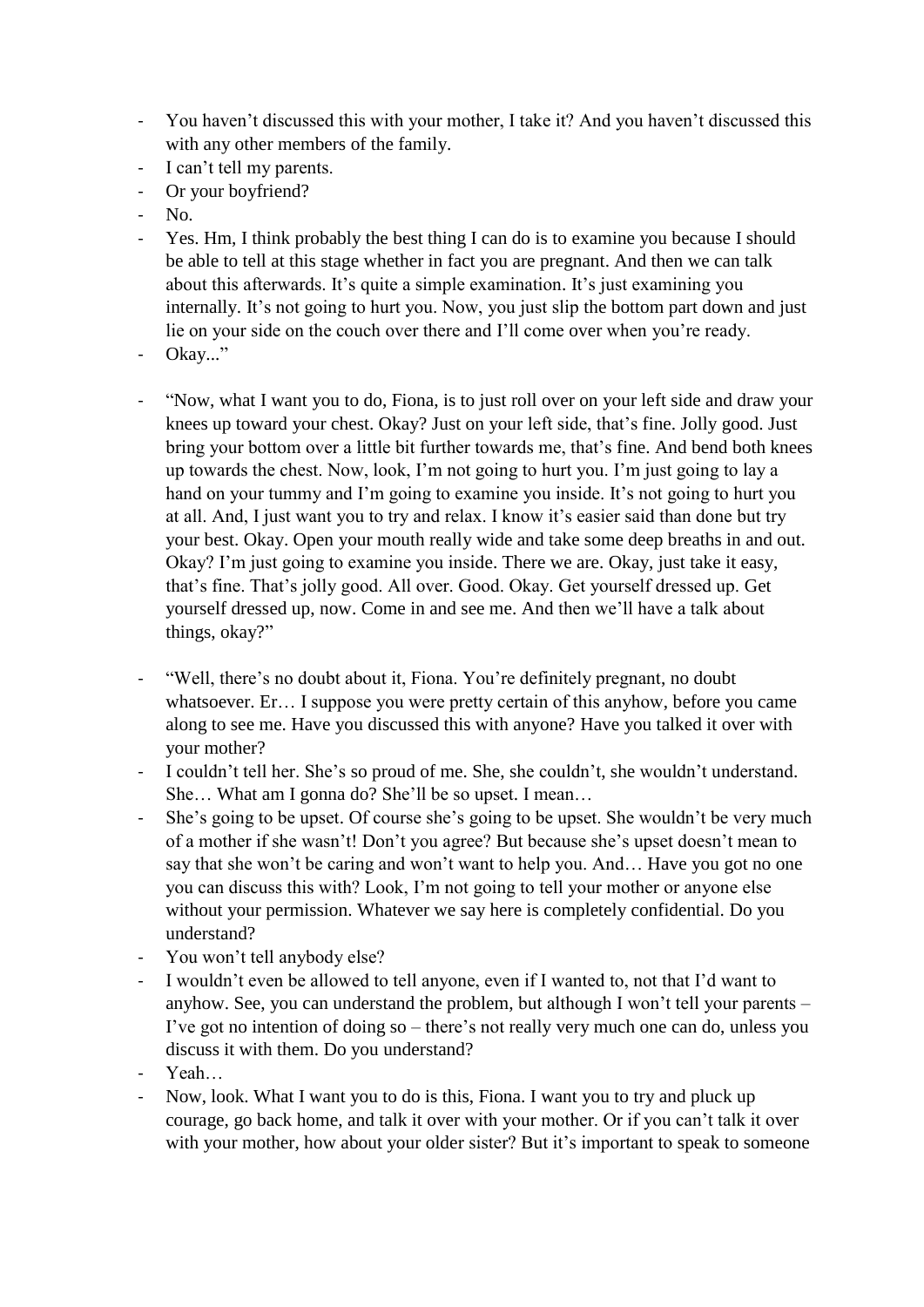- You haven't discussed this with your mother, I take it? And you haven't discussed this with any other members of the family.
- I can't tell my parents.
- Or your boyfriend?
- No.
- Yes. Hm, I think probably the best thing I can do is to examine you because I should be able to tell at this stage whether in fact you are pregnant. And then we can talk about this afterwards. It's quite a simple examination. It's just examining you internally. It's not going to hurt you. Now, you just slip the bottom part down and just lie on your side on the couch over there and I'll come over when you're ready.
- Okay..."

- "Now, what I want you to do, Fiona, is to just roll over on your left side and draw your knees up toward your chest. Okay? Just on your left side, that's fine. Jolly good. Just bring your bottom over a little bit further towards me, that's fine. And bend both knees up towards the chest. Now, look, I'm not going to hurt you. I'm just going to lay a hand on your tummy and I'm going to examine you inside. It's not going to hurt you at all. And, I just want you to try and relax. I know it's easier said than done but try your best. Okay. Open your mouth really wide and take some deep breaths in and out. Okay? I'm just going to examine you inside. There we are. Okay, just take it easy, that's fine. That's jolly good. All over. Good. Okay. Get yourself dressed up. Get yourself dressed up, now. Come in and see me. And then we'll have a talk about things, okay?"

- "Well, there's no doubt about it, Fiona. You're definitely pregnant, no doubt whatsoever. Er… I suppose you were pretty certain of this anyhow, before you came along to see me. Have you discussed this with anyone? Have you talked it over with your mother?
- I couldn't tell her. She's so proud of me. She, she couldn't, she wouldn't understand. She… What am I gonna do? She'll be so upset. I mean…
- She's going to be upset. Of course she's going to be upset. She wouldn't be very much of a mother if she wasn't! Don't you agree? But because she's upset doesn't mean to say that she won't be caring and won't want to help you. And… Have you got no one you can discuss this with? Look, I'm not going to tell your mother or anyone else without your permission. Whatever we say here is completely confidential. Do you understand?
- You won't tell anybody else?
- I wouldn't even be allowed to tell anyone, even if I wanted to, not that I'd want to anyhow. See, you can understand the problem, but although I won't tell your parents – I've got no intention of doing so – there's not really very much one can do, unless you discuss it with them. Do you understand?
- Yeah…
- Now, look. What I want you to do is this, Fiona. I want you to try and pluck up courage, go back home, and talk it over with your mother. Or if you can't talk it over with your mother, how about your older sister? But it's important to speak to someone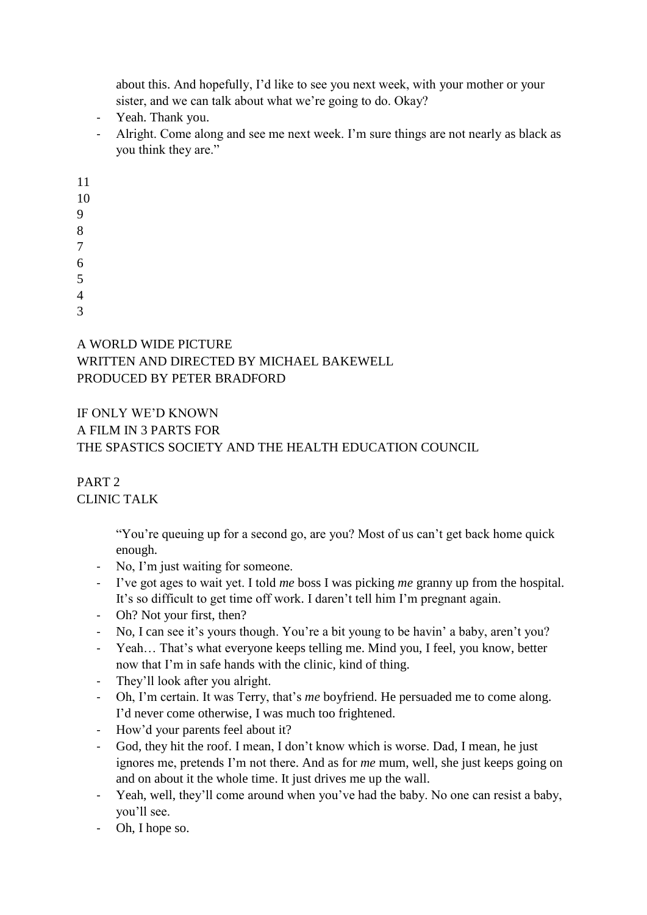about this. And hopefully, I'd like to see you next week, with your mother or your sister, and we can talk about what we're going to do. Okay?

- Yeah. Thank you.
- Alright. Come along and see me next week. I'm sure things are not nearly as black as you think they are."

11
10
9
8
7
6
5
4
3

A WORLD WIDE PICTURE
WRITTEN AND DIRECTED BY MICHAEL BAKEWELL
PRODUCED BY PETER BRADFORD

IF ONLY WE'D KNOWN
A FILM IN 3 PARTS FOR
THE SPASTICS SOCIETY AND THE HEALTH EDUCATION COUNCIL

PART 2
CLINIC TALK

"You're queuing up for a second go, are you? Most of us can't get back home quick enough.

- No, I'm just waiting for someone.
- I've got ages to wait yet. I told *me* boss I was picking *me* granny up from the hospital. It's so difficult to get time off work. I daren't tell him I'm pregnant again.
- Oh? Not your first, then?
- No, I can see it's yours though. You're a bit young to be havin' a baby, aren't you?
- Yeah… That's what everyone keeps telling me. Mind you, I feel, you know, better now that I'm in safe hands with the clinic, kind of thing.
- They'll look after you alright.
- Oh, I'm certain. It was Terry, that's *me* boyfriend. He persuaded me to come along. I'd never come otherwise, I was much too frightened.
- How'd your parents feel about it?
- God, they hit the roof. I mean, I don't know which is worse. Dad, I mean, he just ignores me, pretends I'm not there. And as for *me* mum, well, she just keeps going on and on about it the whole time. It just drives me up the wall.
- Yeah, well, they'll come around when you've had the baby. No one can resist a baby, you'll see.
- Oh, I hope so.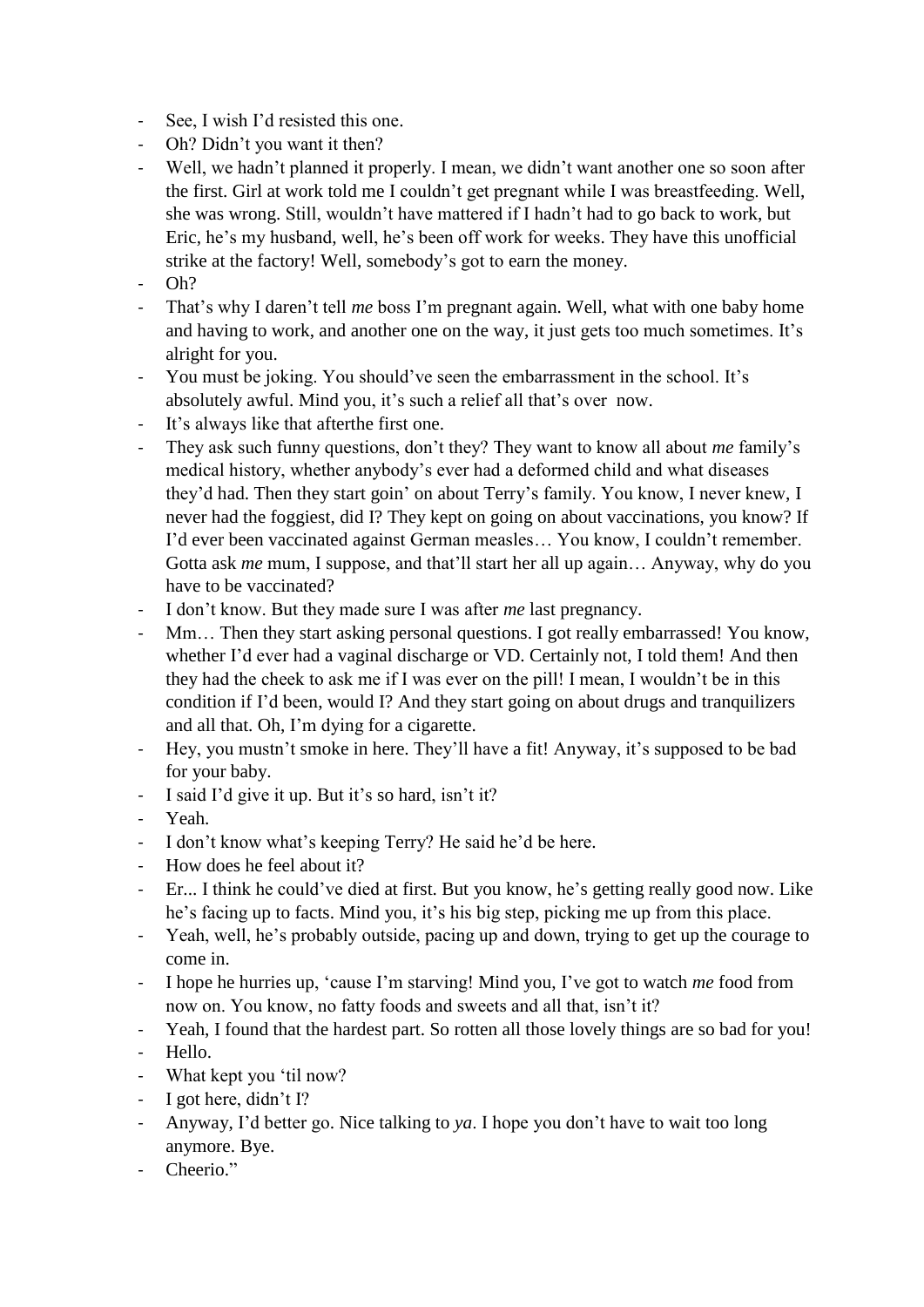- See, I wish I'd resisted this one.
- Oh? Didn't you want it then?
- Well, we hadn't planned it properly. I mean, we didn't want another one so soon after the first. Girl at work told me I couldn't get pregnant while I was breastfeeding. Well, she was wrong. Still, wouldn't have mattered if I hadn't had to go back to work, but Eric, he's my husband, well, he's been off work for weeks. They have this unofficial strike at the factory! Well, somebody's got to earn the money.
- Oh?
- That's why I daren't tell *me* boss I'm pregnant again. Well, what with one baby home and having to work, and another one on the way, it just gets too much sometimes. It's alright for you.
- You must be joking. You should've seen the embarrassment in the school. It's absolutely awful. Mind you, it's such a relief all that's over now.
- It's always like that afterthe first one.
- They ask such funny questions, don't they? They want to know all about *me* family's medical history, whether anybody's ever had a deformed child and what diseases they'd had. Then they start goin' on about Terry's family. You know, I never knew, I never had the foggiest, did I? They kept on going on about vaccinations, you know? If I'd ever been vaccinated against German measles… You know, I couldn't remember. Gotta ask *me* mum, I suppose, and that'll start her all up again… Anyway, why do you have to be vaccinated?
- I don't know. But they made sure I was after *me* last pregnancy.
- Mm… Then they start asking personal questions. I got really embarrassed! You know, whether I'd ever had a vaginal discharge or VD. Certainly not, I told them! And then they had the cheek to ask me if I was ever on the pill! I mean, I wouldn't be in this condition if I'd been, would I? And they start going on about drugs and tranquilizers and all that. Oh, I'm dying for a cigarette.
- Hey, you mustn't smoke in here. They'll have a fit! Anyway, it's supposed to be bad for your baby.
- I said I'd give it up. But it's so hard, isn't it?
- Yeah.
- I don't know what's keeping Terry? He said he'd be here.
- How does he feel about it?
- Er... I think he could've died at first. But you know, he's getting really good now. Like he's facing up to facts. Mind you, it's his big step, picking me up from this place.
- Yeah, well, he's probably outside, pacing up and down, trying to get up the courage to come in.
- I hope he hurries up, 'cause I'm starving! Mind you, I've got to watch *me* food from now on. You know, no fatty foods and sweets and all that, isn't it?
- Yeah, I found that the hardest part. So rotten all those lovely things are so bad for you!
- Hello.
- What kept you 'til now?
- I got here, didn't I?
- Anyway, I'd better go. Nice talking to *ya*. I hope you don't have to wait too long anymore. Bye.
- Cheerio."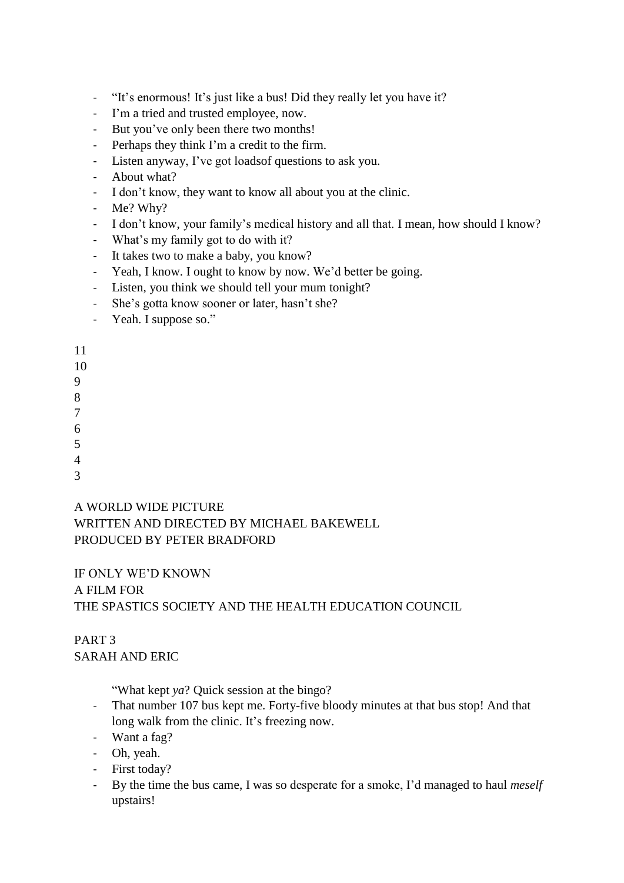- "It's enormous! It's just like a bus! Did they really let you have it?
- I'm a tried and trusted employee, now.
- But you've only been there two months!
- Perhaps they think I'm a credit to the firm.
- Listen anyway, I've got loadsof questions to ask you.
- About what?
- I don't know, they want to know all about you at the clinic.
- Me? Why?
- I don't know, your family's medical history and all that. I mean, how should I know?
- What's my family got to do with it?
- It takes two to make a baby, you know?
- Yeah, I know. I ought to know by now. We'd better be going.
- Listen, you think we should tell your mum tonight?
- She's gotta know sooner or later, hasn't she?
- Yeah. I suppose so."

11
10
9
8
7
6
5
4
3

A WORLD WIDE PICTURE
WRITTEN AND DIRECTED BY MICHAEL BAKEWELL
PRODUCED BY PETER BRADFORD

IF ONLY WE'D KNOWN
A FILM FOR
THE SPASTICS SOCIETY AND THE HEALTH EDUCATION COUNCIL

PART 3
SARAH AND ERIC

"What kept *ya*? Quick session at the bingo?
- That number 107 bus kept me. Forty-five bloody minutes at that bus stop! And that long walk from the clinic. It's freezing now.
- Want a fag?
- Oh, yeah.
- First today?
- By the time the bus came, I was so desperate for a smoke, I'd managed to haul *meself* upstairs!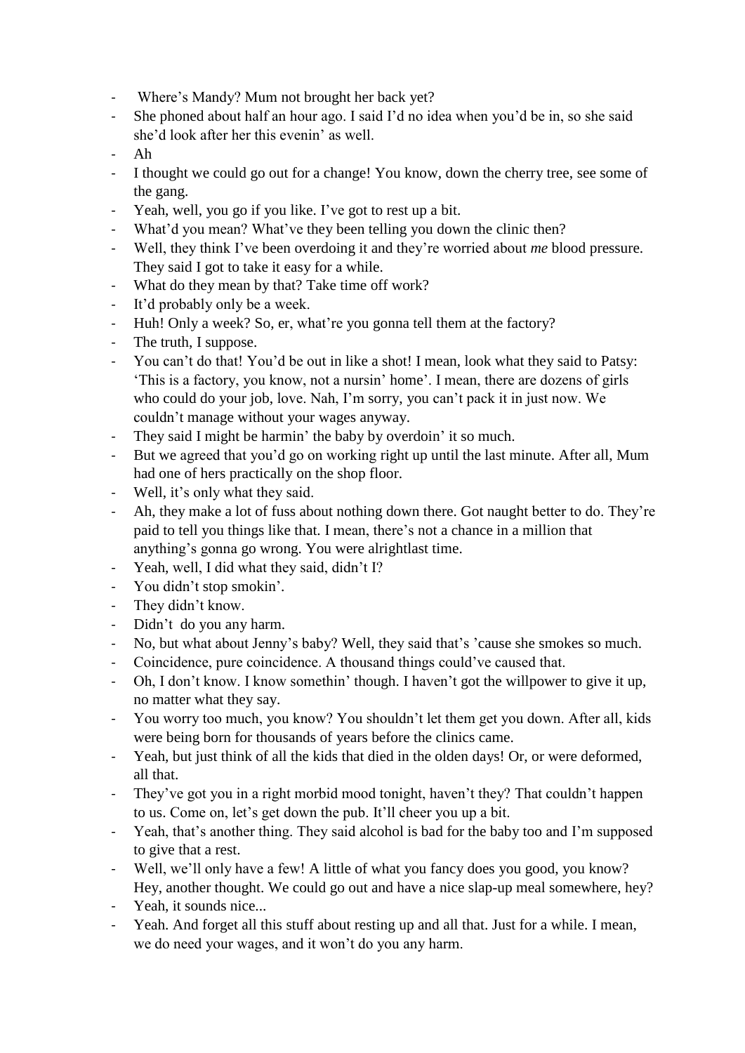- Where's Mandy? Mum not brought her back yet?
- She phoned about half an hour ago. I said I'd no idea when you'd be in, so she said she'd look after her this evenin' as well.
- Ah
- I thought we could go out for a change! You know, down the cherry tree, see some of the gang.
- Yeah, well, you go if you like. I've got to rest up a bit.
- What'd you mean? What've they been telling you down the clinic then?
- Well, they think I've been overdoing it and they're worried about *me* blood pressure. They said I got to take it easy for a while.
- What do they mean by that? Take time off work?
- It'd probably only be a week.
- Huh! Only a week? So, er, what're you gonna tell them at the factory?
- The truth, I suppose.
- You can't do that! You'd be out in like a shot! I mean, look what they said to Patsy: 'This is a factory, you know, not a nursin' home'. I mean, there are dozens of girls who could do your job, love. Nah, I'm sorry, you can't pack it in just now. We couldn't manage without your wages anyway.
- They said I might be harmin' the baby by overdoin' it so much.
- But we agreed that you'd go on working right up until the last minute. After all, Mum had one of hers practically on the shop floor.
- Well, it's only what they said.
- Ah, they make a lot of fuss about nothing down there. Got naught better to do. They're paid to tell you things like that. I mean, there's not a chance in a million that anything's gonna go wrong. You were alrightlast time.
- Yeah, well, I did what they said, didn't I?
- You didn't stop smokin'.
- They didn't know.
- Didn't do you any harm.
- No, but what about Jenny's baby? Well, they said that's 'cause she smokes so much.
- Coincidence, pure coincidence. A thousand things could've caused that.
- Oh, I don't know. I know somethin' though. I haven't got the willpower to give it up, no matter what they say.
- You worry too much, you know? You shouldn't let them get you down. After all, kids were being born for thousands of years before the clinics came.
- Yeah, but just think of all the kids that died in the olden days! Or, or were deformed, all that.
- They've got you in a right morbid mood tonight, haven't they? That couldn't happen to us. Come on, let's get down the pub. It'll cheer you up a bit.
- Yeah, that's another thing. They said alcohol is bad for the baby too and I'm supposed to give that a rest.
- Well, we'll only have a few! A little of what you fancy does you good, you know? Hey, another thought. We could go out and have a nice slap-up meal somewhere, hey?
- Yeah, it sounds nice...
- Yeah. And forget all this stuff about resting up and all that. Just for a while. I mean, we do need your wages, and it won't do you any harm.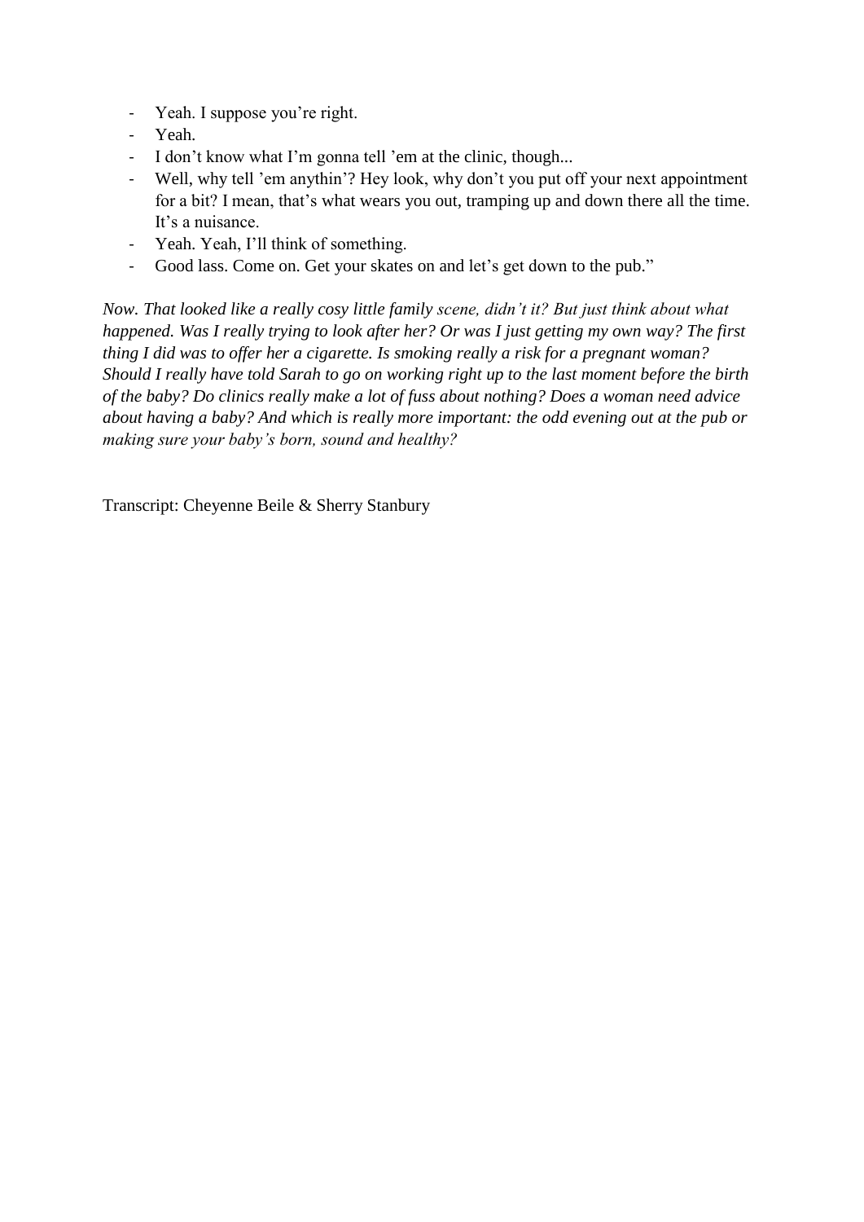- Yeah. I suppose you're right.
- Yeah.
- I don't know what I'm gonna tell 'em at the clinic, though...
- Well, why tell 'em anythin'? Hey look, why don't you put off your next appointment for a bit? I mean, that's what wears you out, tramping up and down there all the time. It's a nuisance.
- Yeah. Yeah, I'll think of something.
- Good lass. Come on. Get your skates on and let's get down to the pub."

*Now. That looked like a really cosy little family scene, didn't it? But just think about what happened. Was I really trying to look after her? Or was I just getting my own way? The first thing I did was to offer her a cigarette. Is smoking really a risk for a pregnant woman? Should I really have told Sarah to go on working right up to the last moment before the birth of the baby? Do clinics really make a lot of fuss about nothing? Does a woman need advice about having a baby? And which is really more important: the odd evening out at the pub or making sure your baby's born, sound and healthy?*

Transcript: Cheyenne Beile & Sherry Stanbury